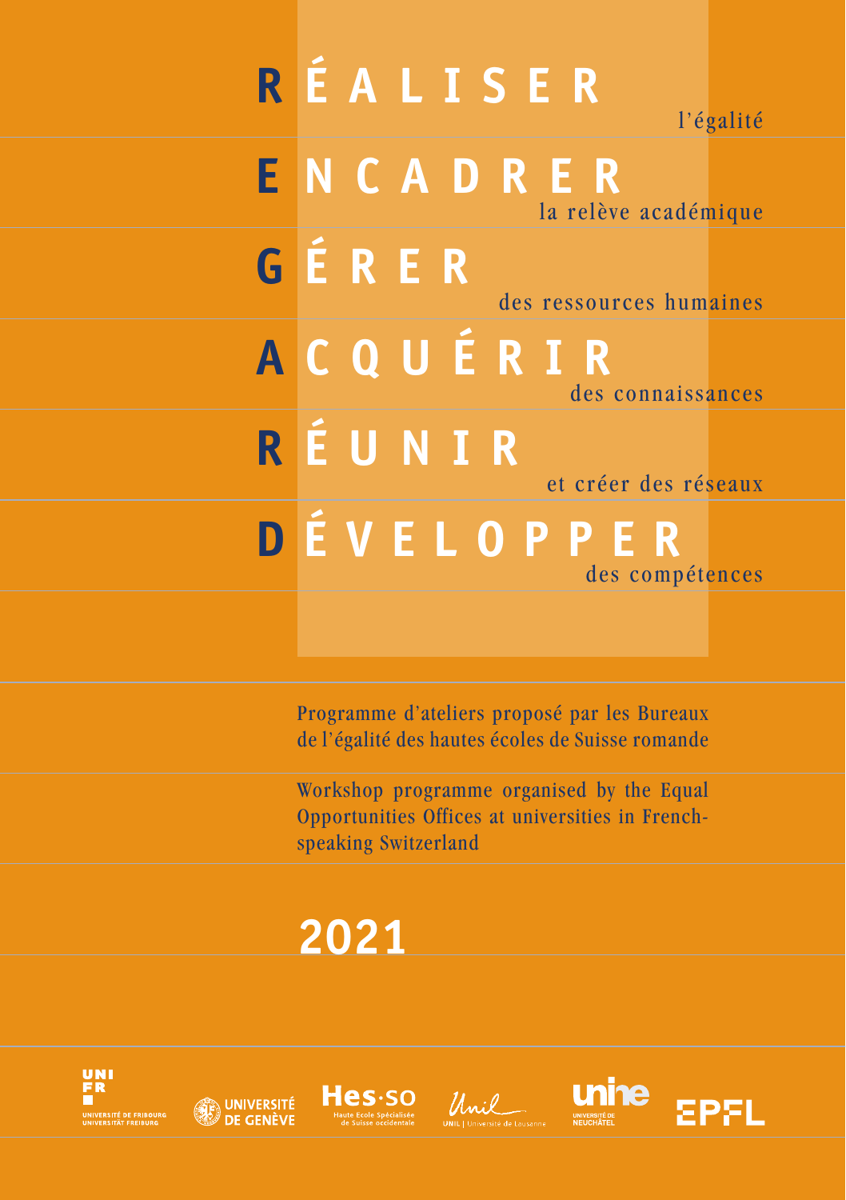# REGARD

**R**ÉALISER l'égalité

**E**NCADRER la relève académique

**G**ÉRER des ressources humaines

**A**CQUÉRIR des connaissances

**R**ÉUNIR et créer des réseaux

**D**ÉVELOPPER des compétences

Programme d'ateliers proposé par les Bureaux de l'égalité des hautes écoles de Suisse romande

Workshop programme organised by the Equal Opportunities Offices at universities in French-speaking Switzerland

## 2021

UNI FR – Université de Fribourg / Universität Freiburg · Université de Genève · Hes·so Haute Ecole Spécialisée de Suisse occidentale · UNIL | Université de Lausanne · unine Université de Neuchâtel · EPFL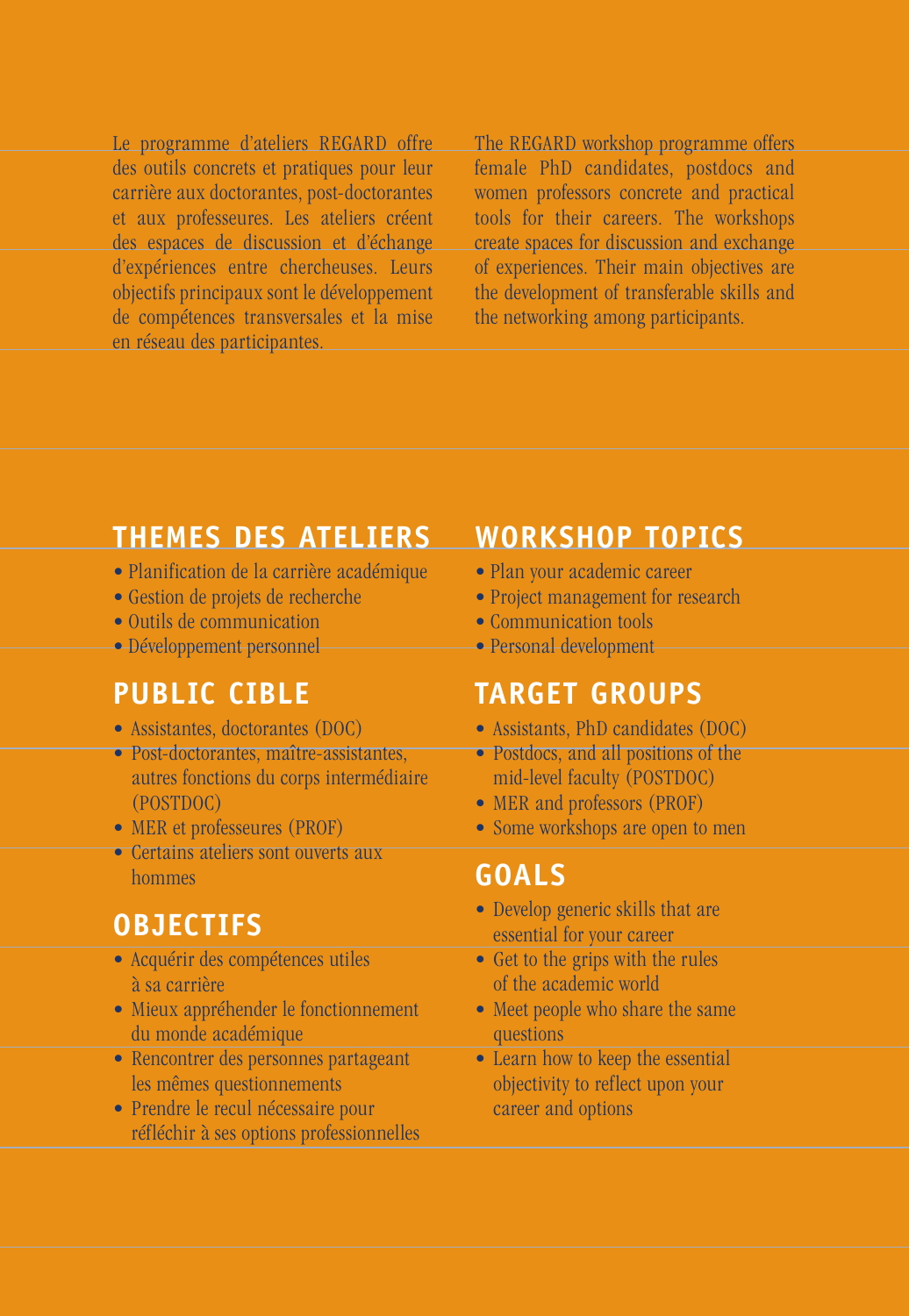Le programme d'ateliers REGARD offre des outils concrets et pratiques pour leur carrière aux doctorantes, post-doctorantes et aux professeures. Les ateliers créent des espaces de discussion et d'échange d'expériences entre chercheuses. Leurs objectifs principaux sont le développement de compétences transversales et la mise en réseau des participantes.

## THEMES DES ATELIERS

- Planification de la carrière académique
- Gestion de projets de recherche
- Outils de communication
- Développement personnel

## PUBLIC CIBLE

- Assistantes, doctorantes (DOC)
- Post-doctorantes, maître-assistantes, autres fonctions du corps intermédiaire (POSTDOC)
- MER et professeures (PROF)
- Certains ateliers sont ouverts aux hommes

## OBJECTIFS

- Acquérir des compétences utiles à sa carrière
- Mieux appréhender le fonctionnement du monde académique
- Rencontrer des personnes partageant les mêmes questionnements
- Prendre le recul nécessaire pour réfléchir à ses options professionnelles

The REGARD workshop programme offers female PhD candidates, postdocs and women professors concrete and practical tools for their careers. The workshops create spaces for discussion and exchange of experiences. Their main objectives are the development of transferable skills and the networking among participants.

## WORKSHOP TOPICS

- Plan your academic career
- Project management for research
- Communication tools
- Personal development

## TARGET GROUPS

- Assistants, PhD candidates (DOC)
- Postdocs, and all positions of the mid-level faculty (POSTDOC)
- MER and professors (PROF)
- Some workshops are open to men

## GOALS

- Develop generic skills that are essential for your career
- Get to the grips with the rules of the academic world
- Meet people who share the same questions
- Learn how to keep the essential objectivity to reflect upon your career and options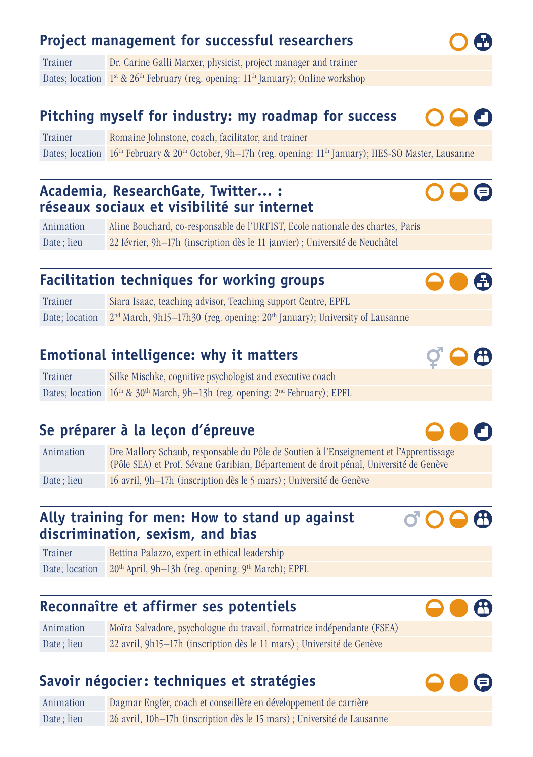## Project management for successful researchers

| Trainer | Dr. Carine Galli Marxer, physicist, project manager and trainer |
|---|---|
| Dates; location | 1st & 26th February (reg. opening: 11th January); Online workshop |

## Pitching myself for industry: my roadmap for success

| Trainer | Romaine Johnstone, coach, facilitator, and trainer |
|---|---|
| Dates; location | 16th February & 20th October, 9h–17h (reg. opening: 11th January); HES-SO Master, Lausanne |

## Academia, ResearchGate, Twitter... : réseaux sociaux et visibilité sur internet

| Animation | Aline Bouchard, co-responsable de l'URFIST, Ecole nationale des chartes, Paris |
|---|---|
| Date ; lieu | 22 février, 9h–17h (inscription dès le 11 janvier) ; Université de Neuchâtel |

## Facilitation techniques for working groups

| Trainer | Siara Isaac, teaching advisor, Teaching support Centre, EPFL |
|---|---|
| Date; location | 2nd March, 9h15–17h30 (reg. opening: 20th January); University of Lausanne |

## Emotional intelligence: why it matters

| Trainer | Silke Mischke, cognitive psychologist and executive coach |
|---|---|
| Dates; location | 16th & 30th March, 9h–13h (reg. opening: 2nd February); EPFL |

## Se préparer à la leçon d'épreuve

| Animation | Dre Mallory Schaub, responsable du Pôle de Soutien à l'Enseignement et l'Apprentissage (Pôle SEA) et Prof. Sévane Garibian, Département de droit pénal, Université de Genève |
|---|---|
| Date ; lieu | 16 avril, 9h–17h (inscription dès le 5 mars) ; Université de Genève |

## Ally training for men: How to stand up against discrimination, sexism, and bias

| Trainer | Bettina Palazzo, expert in ethical leadership |
|---|---|
| Date; location | 20th April, 9h–13h (reg. opening: 9th March); EPFL |

## Reconnaître et affirmer ses potentiels

| Animation | Moïra Salvadore, psychologue du travail, formatrice indépendante (FSEA) |
|---|---|
| Date ; lieu | 22 avril, 9h15–17h (inscription dès le 11 mars) ; Université de Genève |

## Savoir négocier : techniques et stratégies

| Animation | Dagmar Engfer, coach et conseillère en développement de carrière |
|---|---|
| Date ; lieu | 26 avril, 10h–17h (inscription dès le 15 mars) ; Université de Lausanne |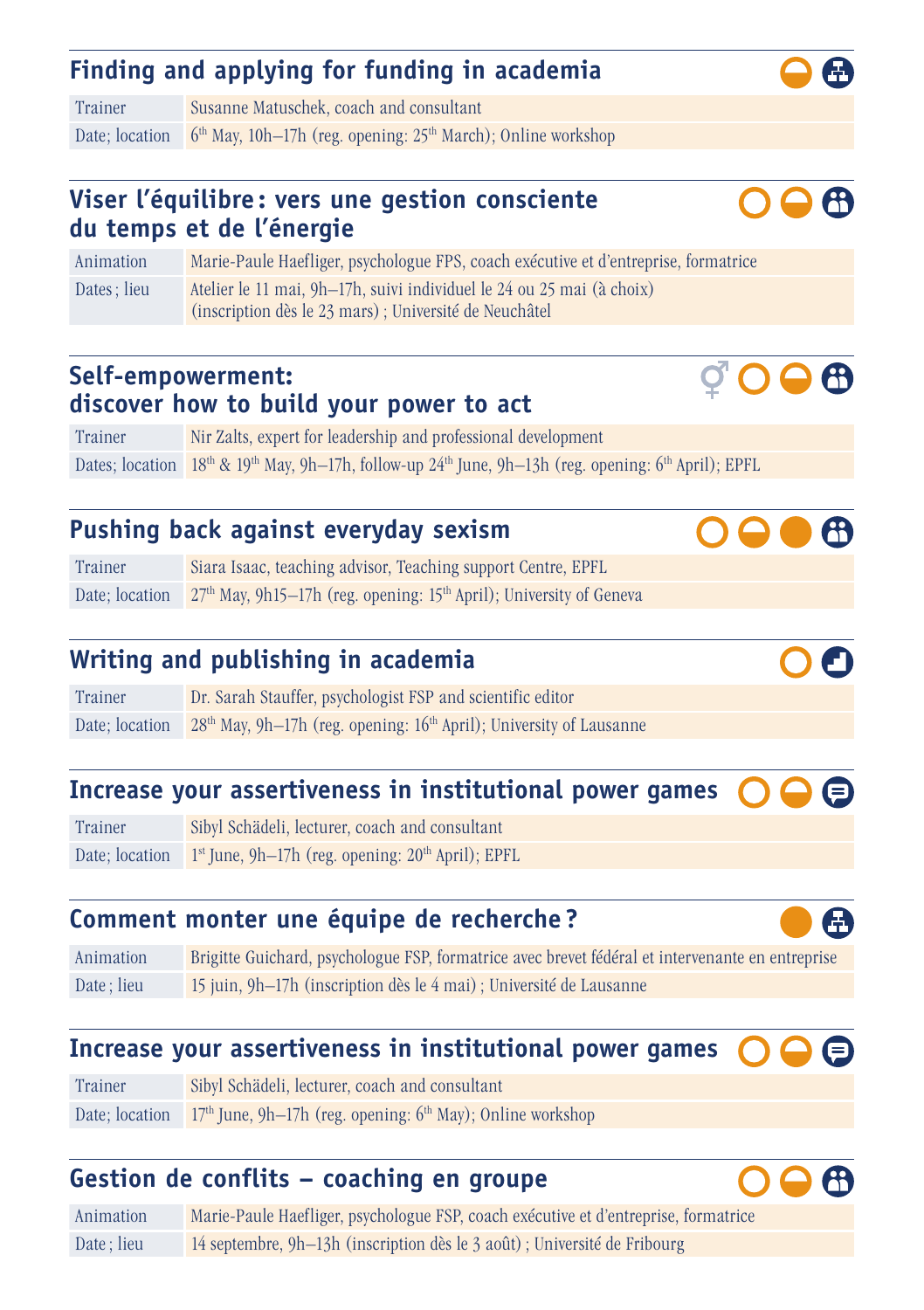## Finding and applying for funding in academia

| Trainer | Susanne Matuschek, coach and consultant |
| --- | --- |
| Date; location | 6th May, 10h–17h (reg. opening: 25th March); Online workshop |

## Viser l'équilibre : vers une gestion consciente du temps et de l'énergie

| Animation | Marie-Paule Haefliger, psychologue FPS, coach exécutive et d'entreprise, formatrice |
| --- | --- |
| Dates ; lieu | Atelier le 11 mai, 9h–17h, suivi individuel le 24 ou 25 mai (à choix) (inscription dès le 23 mars) ; Université de Neuchâtel |

## Self-empowerment: discover how to build your power to act

| Trainer | Nir Zalts, expert for leadership and professional development |
| --- | --- |
| Dates; location | 18th & 19th May, 9h–17h, follow-up 24th June, 9h–13h (reg. opening: 6th April); EPFL |

## Pushing back against everyday sexism

| Trainer | Siara Isaac, teaching advisor, Teaching support Centre, EPFL |
| --- | --- |
| Date; location | 27th May, 9h15–17h (reg. opening: 15th April); University of Geneva |

## Writing and publishing in academia

| Trainer | Dr. Sarah Stauffer, psychologist FSP and scientific editor |
| --- | --- |
| Date; location | 28th May, 9h–17h (reg. opening: 16th April); University of Lausanne |

## Increase your assertiveness in institutional power games

| Trainer | Sibyl Schädeli, lecturer, coach and consultant |
| --- | --- |
| Date; location | 1st June, 9h–17h (reg. opening: 20th April); EPFL |

## Comment monter une équipe de recherche ?

| Animation | Brigitte Guichard, psychologue FSP, formatrice avec brevet fédéral et intervenante en entreprise |
| --- | --- |
| Date ; lieu | 15 juin, 9h–17h (inscription dès le 4 mai) ; Université de Lausanne |

## Increase your assertiveness in institutional power games

| Trainer | Sibyl Schädeli, lecturer, coach and consultant |
| --- | --- |
| Date; location | 17th June, 9h–17h (reg. opening: 6th May); Online workshop |

## Gestion de conflits – coaching en groupe

| Animation | Marie-Paule Haefliger, psychologue FSP, coach exécutive et d'entreprise, formatrice |
| --- | --- |
| Date ; lieu | 14 septembre, 9h–13h (inscription dès le 3 août) ; Université de Fribourg |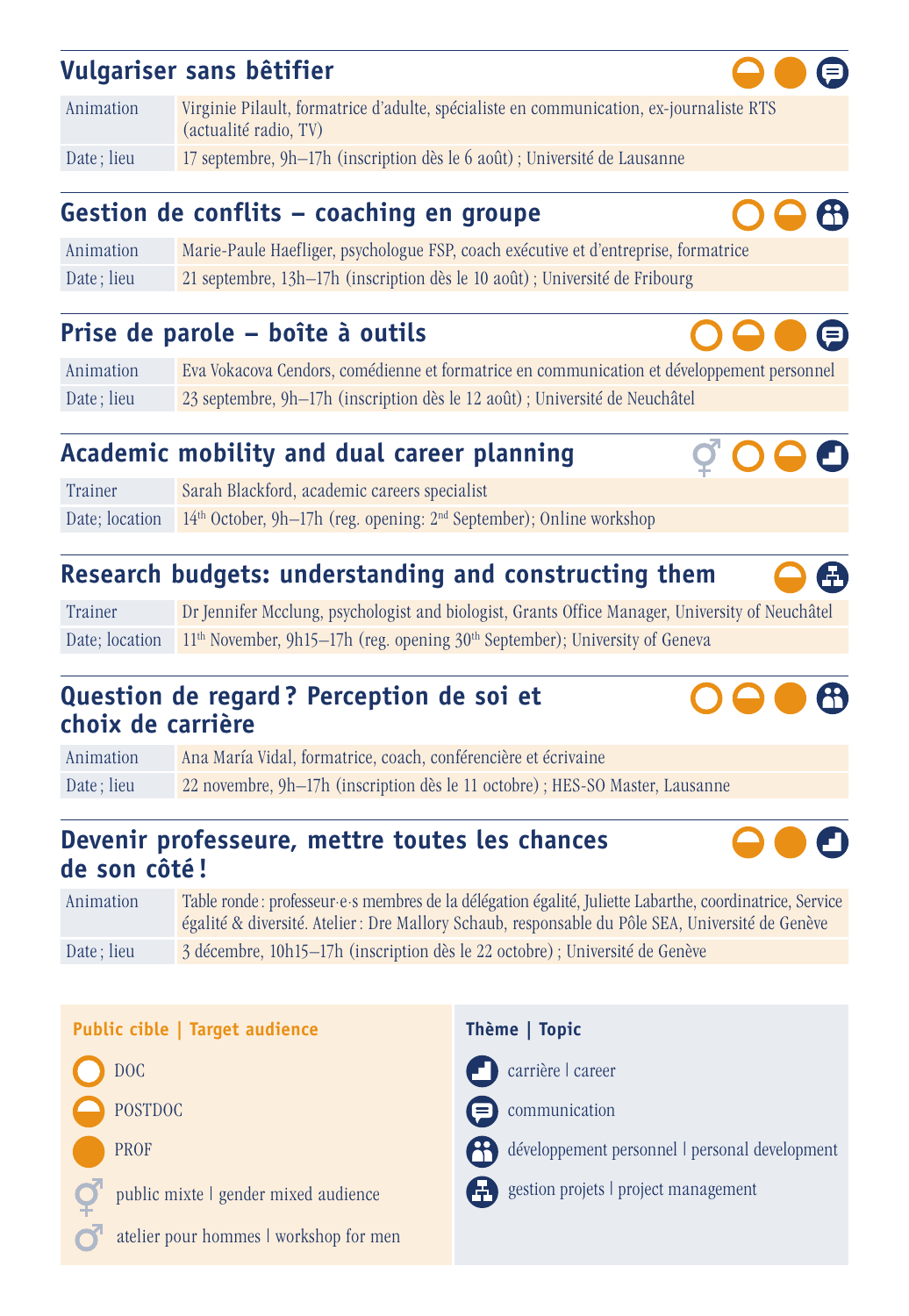## Vulgariser sans bêtifier

| | |
|---|---|
| Animation | Virginie Pilault, formatrice d'adulte, spécialiste en communication, ex-journaliste RTS (actualité radio, TV) |
| Date ; lieu | 17 septembre, 9h–17h (inscription dès le 6 août) ; Université de Lausanne |

## Gestion de conflits – coaching en groupe

| | |
|---|---|
| Animation | Marie-Paule Haefliger, psychologue FSP, coach exécutive et d'entreprise, formatrice |
| Date ; lieu | 21 septembre, 13h–17h (inscription dès le 10 août) ; Université de Fribourg |

## Prise de parole – boîte à outils

| | |
|---|---|
| Animation | Eva Vokacova Cendors, comédienne et formatrice en communication et développement personnel |
| Date ; lieu | 23 septembre, 9h–17h (inscription dès le 12 août) ; Université de Neuchâtel |

## Academic mobility and dual career planning

| | |
|---|---|
| Trainer | Sarah Blackford, academic careers specialist |
| Date; location | 14th October, 9h–17h (reg. opening: 2nd September); Online workshop |

## Research budgets: understanding and constructing them

| | |
|---|---|
| Trainer | Dr Jennifer Mcclung, psychologist and biologist, Grants Office Manager, University of Neuchâtel |
| Date; location | 11th November, 9h15–17h (reg. opening 30th September); University of Geneva |

## Question de regard ? Perception de soi et choix de carrière

| | |
|---|---|
| Animation | Ana María Vidal, formatrice, coach, conférencière et écrivaine |
| Date ; lieu | 22 novembre, 9h–17h (inscription dès le 11 octobre) ; HES-SO Master, Lausanne |

## Devenir professeure, mettre toutes les chances de son côté !

| | |
|---|---|
| Animation | Table ronde : professeur·e·s membres de la délégation égalité, Juliette Labarthe, coordinatrice, Service égalité & diversité. Atelier : Dre Mallory Schaub, responsable du Pôle SEA, Université de Genève |
| Date ; lieu | 3 décembre, 10h15–17h (inscription dès le 22 octobre) ; Université de Genève |

**Public cible | Target audience**

- DOC
- POSTDOC
- PROF
- public mixte | gender mixed audience
- atelier pour hommes | workshop for men

**Thème | Topic**

- carrière | career
- communication
- développement personnel | personal development
- gestion projets | project management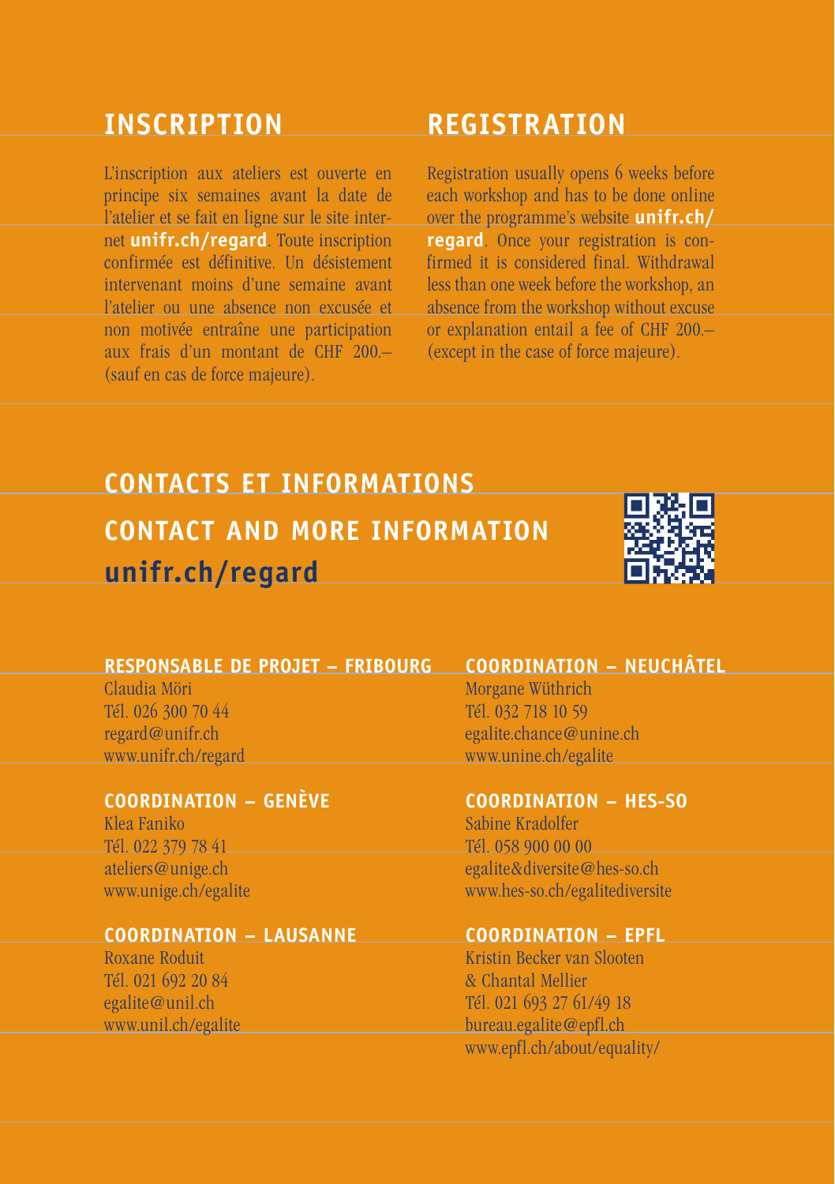## INSCRIPTION

L'inscription aux ateliers est ouverte en principe six semaines avant la date de l'atelier et se fait en ligne sur le site internet **unifr.ch/regard**. Toute inscription confirmée est définitive. Un désistement intervenant moins d'une semaine avant l'atelier ou une absence non excusée et non motivée entraîne une participation aux frais d'un montant de CHF 200.– (sauf en cas de force majeure).

## REGISTRATION

Registration usually opens 6 weeks before each workshop and has to be done online over the programme's website **unifr.ch/regard**. Once your registration is confirmed it is considered final. Withdrawal less than one week before the workshop, an absence from the workshop without excuse or explanation entail a fee of CHF 200.– (except in the case of force majeure).

## CONTACTS ET INFORMATIONS

## CONTACT AND MORE INFORMATION

**unifr.ch/regard**

### RESPONSABLE DE PROJET – FRIBOURG

Claudia Möri
Tél. 026 300 70 44
regard@unifr.ch
www.unifr.ch/regard

### COORDINATION – GENÈVE

Klea Faniko
Tél. 022 379 78 41
ateliers@unige.ch
www.unige.ch/egalite

### COORDINATION – LAUSANNE

Roxane Roduit
Tél. 021 692 20 84
egalite@unil.ch
www.unil.ch/egalite

### COORDINATION – NEUCHÂTEL

Morgane Wüthrich
Tél. 032 718 10 59
egalite.chance@unine.ch
www.unine.ch/egalite

### COORDINATION – HES-SO

Sabine Kradolfer
Tél. 058 900 00 00
egalite&diversite@hes-so.ch
www.hes-so.ch/egalitediversite

### COORDINATION – EPFL

Kristin Becker van Slooten
& Chantal Mellier
Tél. 021 693 27 61/49 18
bureau.egalite@epfl.ch
www.epfl.ch/about/equality/